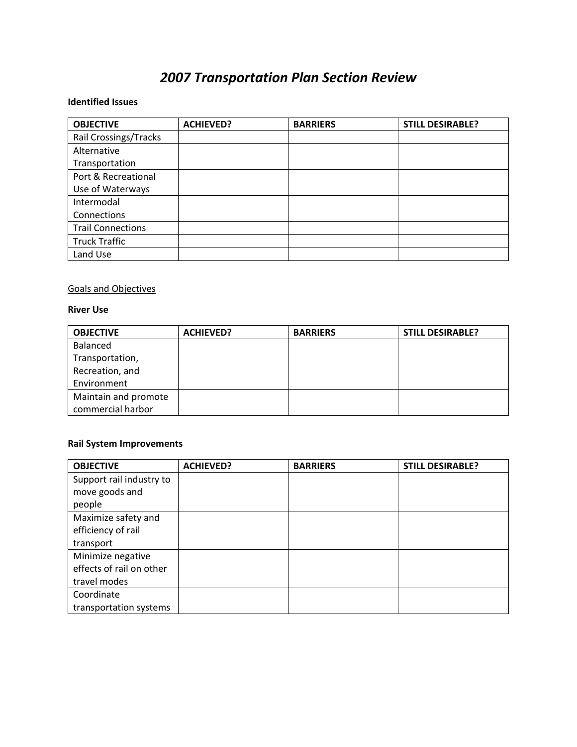# *2007 Transportation Plan Section Review*

**Identified Issues**

| OBJECTIVE | ACHIEVED? | BARRIERS | STILL DESIRABLE? |
|---|---|---|---|
| Rail Crossings/Tracks | | | |
| Alternative Transportation | | | |
| Port & Recreational Use of Waterways | | | |
| Intermodal Connections | | | |
| Trail Connections | | | |
| Truck Traffic | | | |
| Land Use | | | |

<u>Goals and Objectives</u>

**River Use**

| OBJECTIVE | ACHIEVED? | BARRIERS | STILL DESIRABLE? |
|---|---|---|---|
| Balanced Transportation, Recreation, and Environment | | | |
| Maintain and promote commercial harbor | | | |

**Rail System Improvements**

| OBJECTIVE | ACHIEVED? | BARRIERS | STILL DESIRABLE? |
|---|---|---|---|
| Support rail industry to move goods and people | | | |
| Maximize safety and efficiency of rail transport | | | |
| Minimize negative effects of rail on other travel modes | | | |
| Coordinate transportation systems | | | |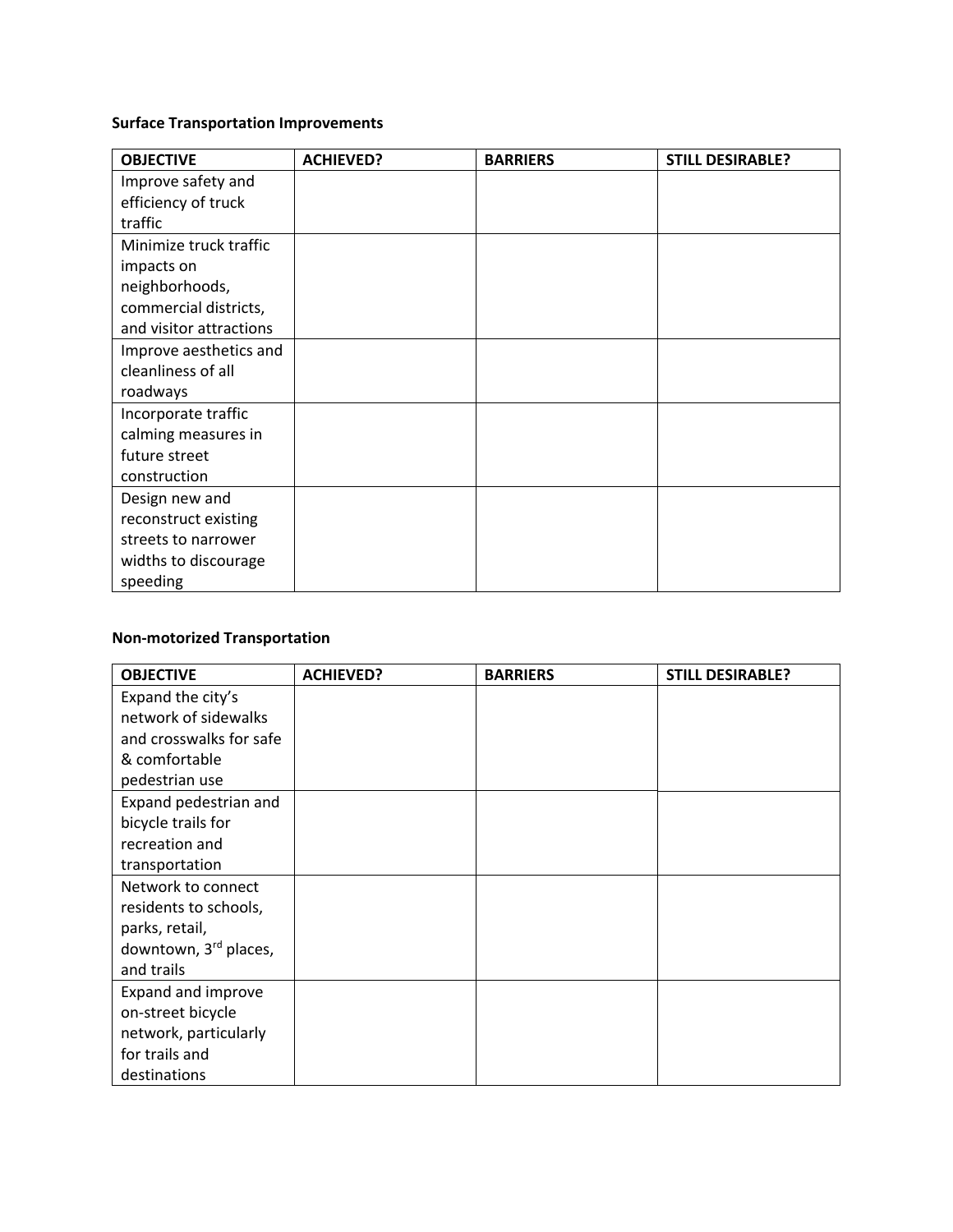**Surface Transportation Improvements**

| OBJECTIVE | ACHIEVED? | BARRIERS | STILL DESIRABLE? |
|---|---|---|---|
| Improve safety and efficiency of truck traffic | | | |
| Minimize truck traffic impacts on neighborhoods, commercial districts, and visitor attractions | | | |
| Improve aesthetics and cleanliness of all roadways | | | |
| Incorporate traffic calming measures in future street construction | | | |
| Design new and reconstruct existing streets to narrower widths to discourage speeding | | | |

**Non-motorized Transportation**

| OBJECTIVE | ACHIEVED? | BARRIERS | STILL DESIRABLE? |
|---|---|---|---|
| Expand the city's network of sidewalks and crosswalks for safe & comfortable pedestrian use | | | |
| Expand pedestrian and bicycle trails for recreation and transportation | | | |
| Network to connect residents to schools, parks, retail, downtown, 3rd places, and trails | | | |
| Expand and improve on-street bicycle network, particularly for trails and destinations | | | |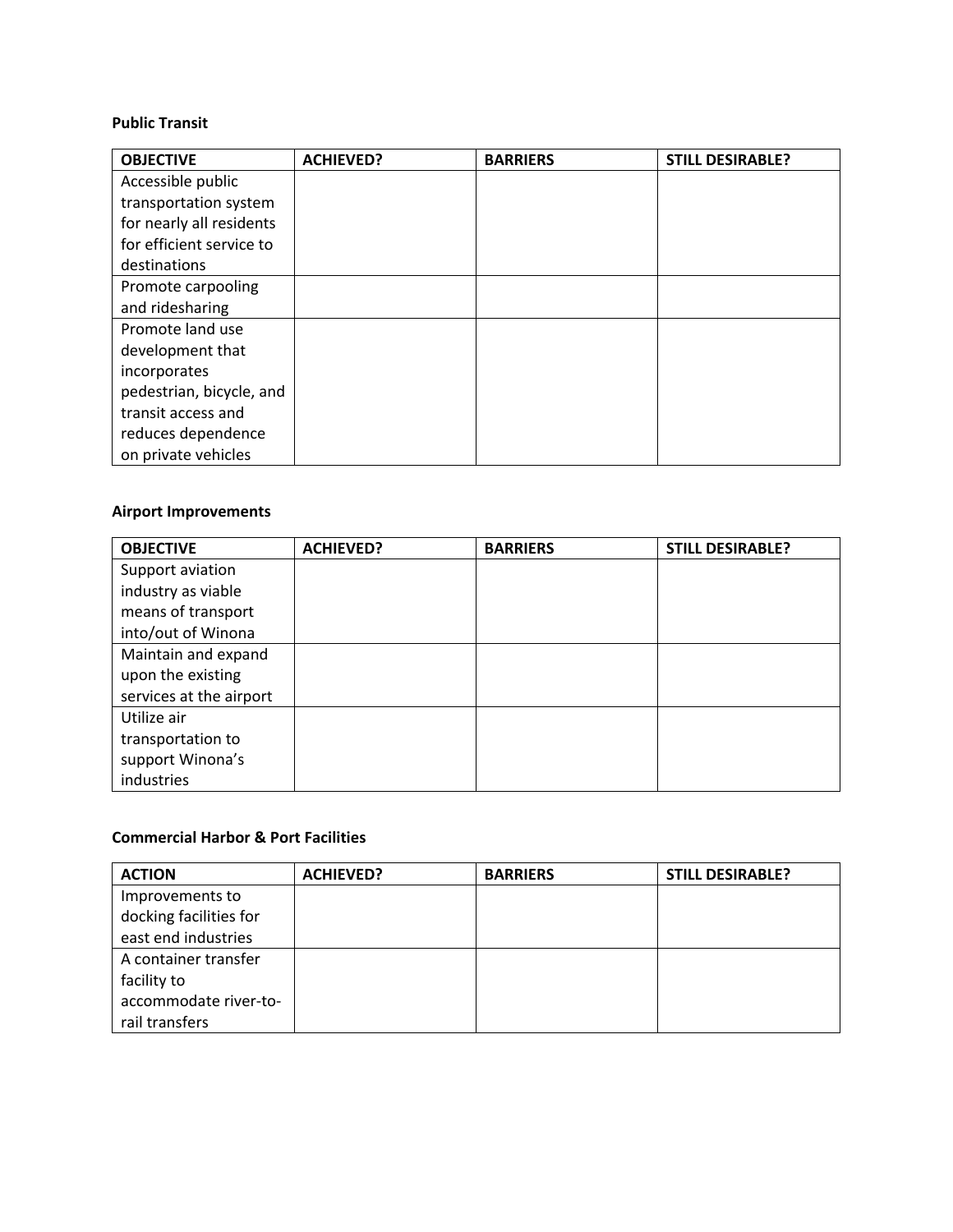**Public Transit**

| OBJECTIVE | ACHIEVED? | BARRIERS | STILL DESIRABLE? |
|---|---|---|---|
| Accessible public transportation system for nearly all residents for efficient service to destinations | | | |
| Promote carpooling and ridesharing | | | |
| Promote land use development that incorporates pedestrian, bicycle, and transit access and reduces dependence on private vehicles | | | |

**Airport Improvements**

| OBJECTIVE | ACHIEVED? | BARRIERS | STILL DESIRABLE? |
|---|---|---|---|
| Support aviation industry as viable means of transport into/out of Winona | | | |
| Maintain and expand upon the existing services at the airport | | | |
| Utilize air transportation to support Winona's industries | | | |

**Commercial Harbor & Port Facilities**

| ACTION | ACHIEVED? | BARRIERS | STILL DESIRABLE? |
|---|---|---|---|
| Improvements to docking facilities for east end industries | | | |
| A container transfer facility to accommodate river-to-rail transfers | | | |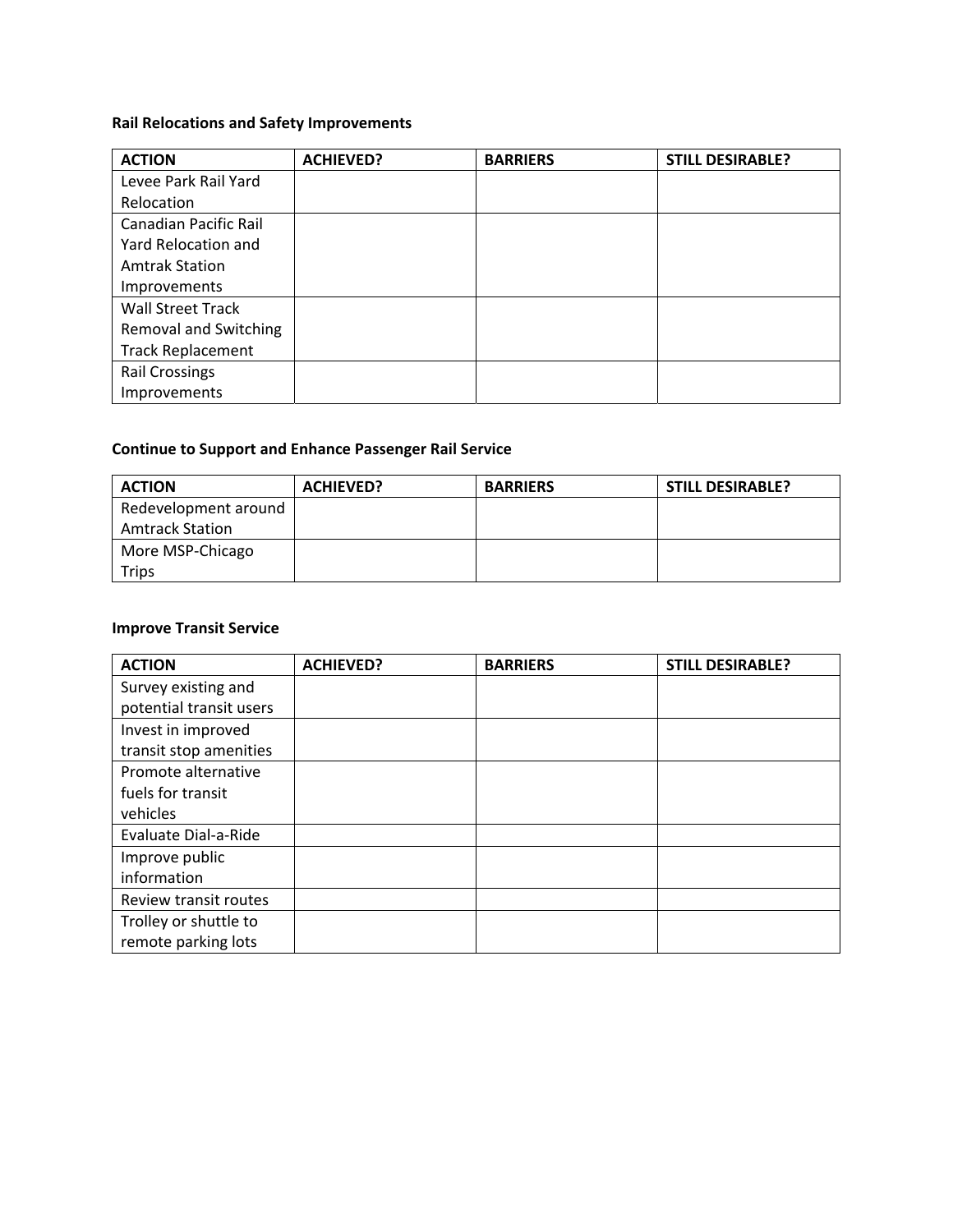**Rail Relocations and Safety Improvements**

| ACTION | ACHIEVED? | BARRIERS | STILL DESIRABLE? |
|---|---|---|---|
| Levee Park Rail Yard Relocation | | | |
| Canadian Pacific Rail Yard Relocation and Amtrak Station Improvements | | | |
| Wall Street Track Removal and Switching Track Replacement | | | |
| Rail Crossings Improvements | | | |

**Continue to Support and Enhance Passenger Rail Service**

| ACTION | ACHIEVED? | BARRIERS | STILL DESIRABLE? |
|---|---|---|---|
| Redevelopment around Amtrack Station | | | |
| More MSP-Chicago Trips | | | |

**Improve Transit Service**

| ACTION | ACHIEVED? | BARRIERS | STILL DESIRABLE? |
|---|---|---|---|
| Survey existing and potential transit users | | | |
| Invest in improved transit stop amenities | | | |
| Promote alternative fuels for transit vehicles | | | |
| Evaluate Dial-a-Ride | | | |
| Improve public information | | | |
| Review transit routes | | | |
| Trolley or shuttle to remote parking lots | | | |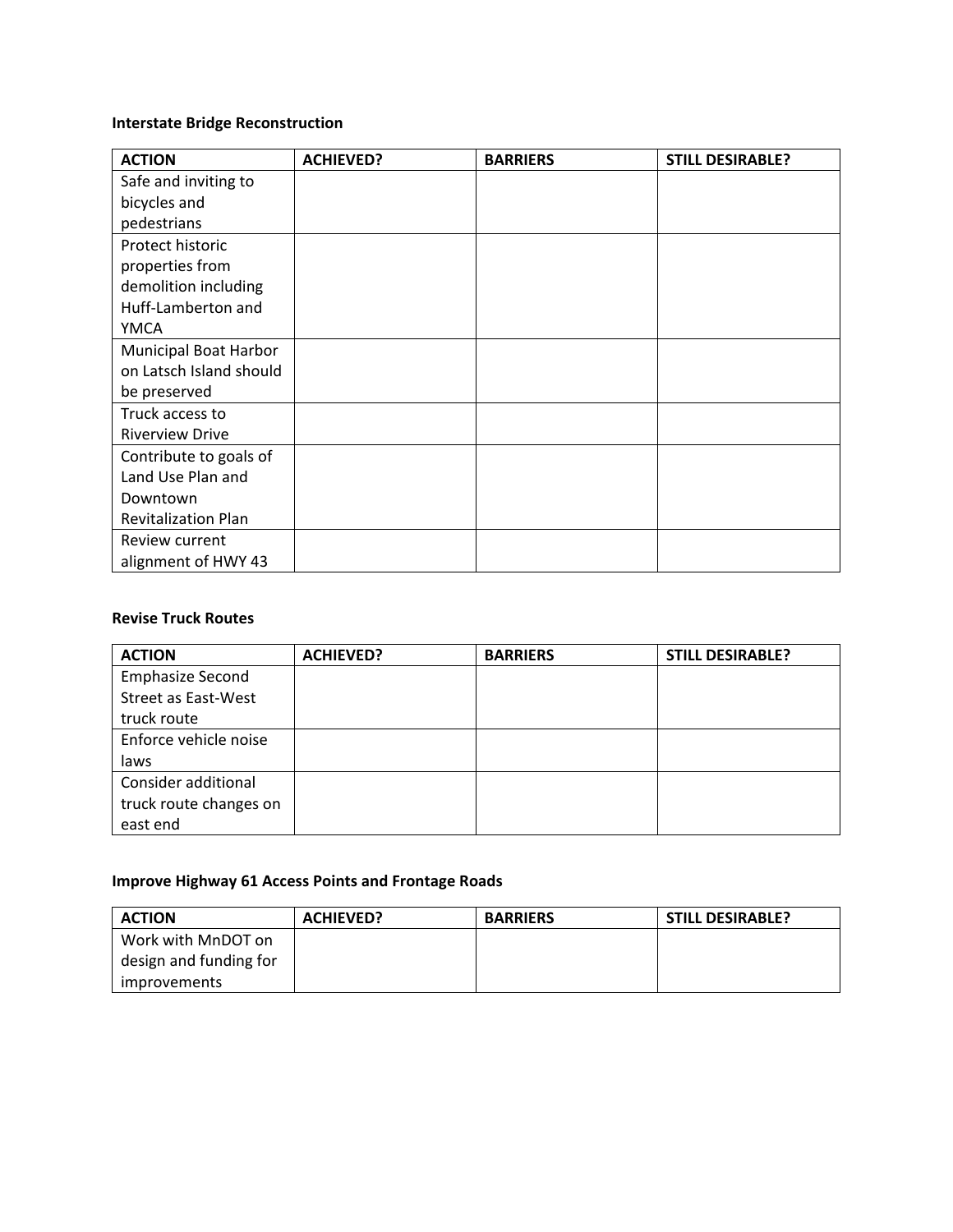**Interstate Bridge Reconstruction**

| ACTION | ACHIEVED? | BARRIERS | STILL DESIRABLE? |
| --- | --- | --- | --- |
| Safe and inviting to bicycles and pedestrians | | | |
| Protect historic properties from demolition including Huff-Lamberton and YMCA | | | |
| Municipal Boat Harbor on Latsch Island should be preserved | | | |
| Truck access to Riverview Drive | | | |
| Contribute to goals of Land Use Plan and Downtown Revitalization Plan | | | |
| Review current alignment of HWY 43 | | | |

**Revise Truck Routes**

| ACTION | ACHIEVED? | BARRIERS | STILL DESIRABLE? |
| --- | --- | --- | --- |
| Emphasize Second Street as East-West truck route | | | |
| Enforce vehicle noise laws | | | |
| Consider additional truck route changes on east end | | | |

**Improve Highway 61 Access Points and Frontage Roads**

| ACTION | ACHIEVED? | BARRIERS | STILL DESIRABLE? |
| --- | --- | --- | --- |
| Work with MnDOT on design and funding for improvements | | | |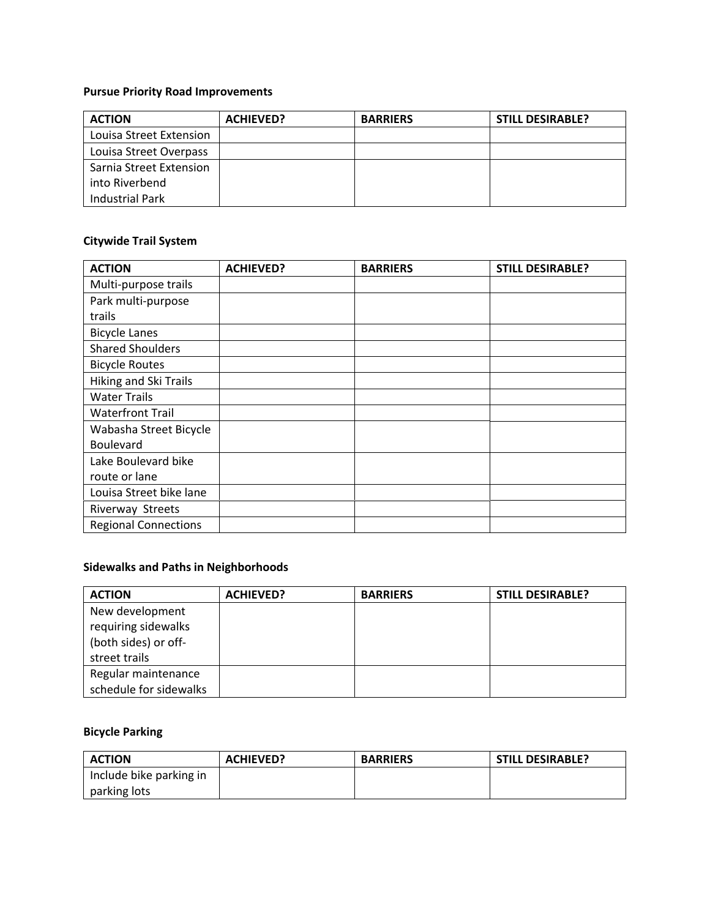**Pursue Priority Road Improvements**

| ACTION | ACHIEVED? | BARRIERS | STILL DESIRABLE? |
|---|---|---|---|
| Louisa Street Extension | | | |
| Louisa Street Overpass | | | |
| Sarnia Street Extension into Riverbend Industrial Park | | | |

**Citywide Trail System**

| ACTION | ACHIEVED? | BARRIERS | STILL DESIRABLE? |
|---|---|---|---|
| Multi-purpose trails | | | |
| Park multi-purpose trails | | | |
| Bicycle Lanes | | | |
| Shared Shoulders | | | |
| Bicycle Routes | | | |
| Hiking and Ski Trails | | | |
| Water Trails | | | |
| Waterfront Trail | | | |
| Wabasha Street Bicycle Boulevard | | | |
| Lake Boulevard bike route or lane | | | |
| Louisa Street bike lane | | | |
| Riverway Streets | | | |
| Regional Connections | | | |

**Sidewalks and Paths in Neighborhoods**

| ACTION | ACHIEVED? | BARRIERS | STILL DESIRABLE? |
|---|---|---|---|
| New development requiring sidewalks (both sides) or off-street trails | | | |
| Regular maintenance schedule for sidewalks | | | |

**Bicycle Parking**

| ACTION | ACHIEVED? | BARRIERS | STILL DESIRABLE? |
|---|---|---|---|
| Include bike parking in parking lots | | | |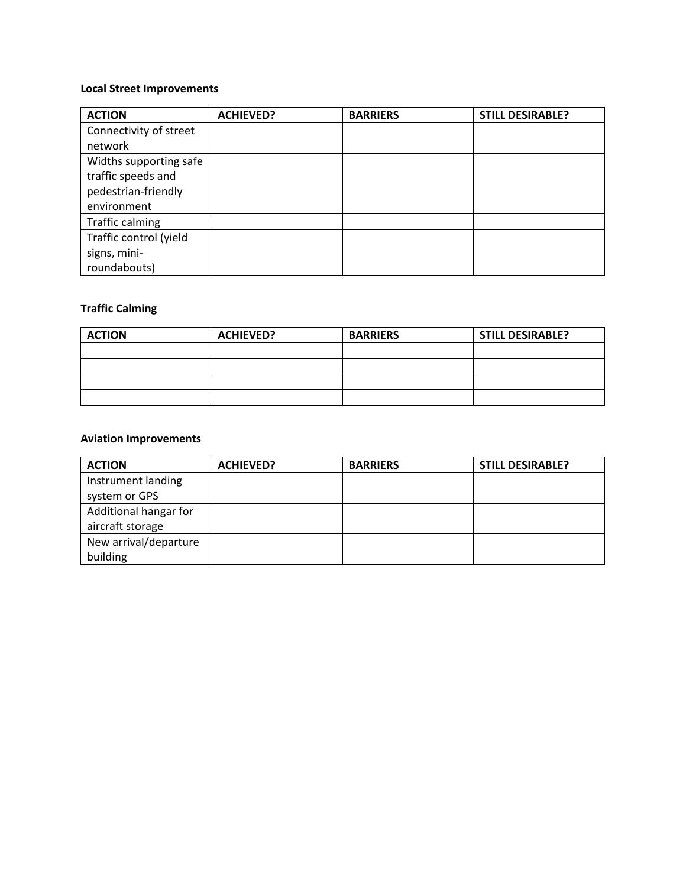**Local Street Improvements**

| ACTION | ACHIEVED? | BARRIERS | STILL DESIRABLE? |
|---|---|---|---|
| Connectivity of street network | | | |
| Widths supporting safe traffic speeds and pedestrian-friendly environment | | | |
| Traffic calming | | | |
| Traffic control (yield signs, mini-roundabouts) | | | |

**Traffic Calming**

| ACTION | ACHIEVED? | BARRIERS | STILL DESIRABLE? |
|---|---|---|---|
| | | | |
| | | | |
| | | | |
| | | | |

**Aviation Improvements**

| ACTION | ACHIEVED? | BARRIERS | STILL DESIRABLE? |
|---|---|---|---|
| Instrument landing system or GPS | | | |
| Additional hangar for aircraft storage | | | |
| New arrival/departure building | | | |